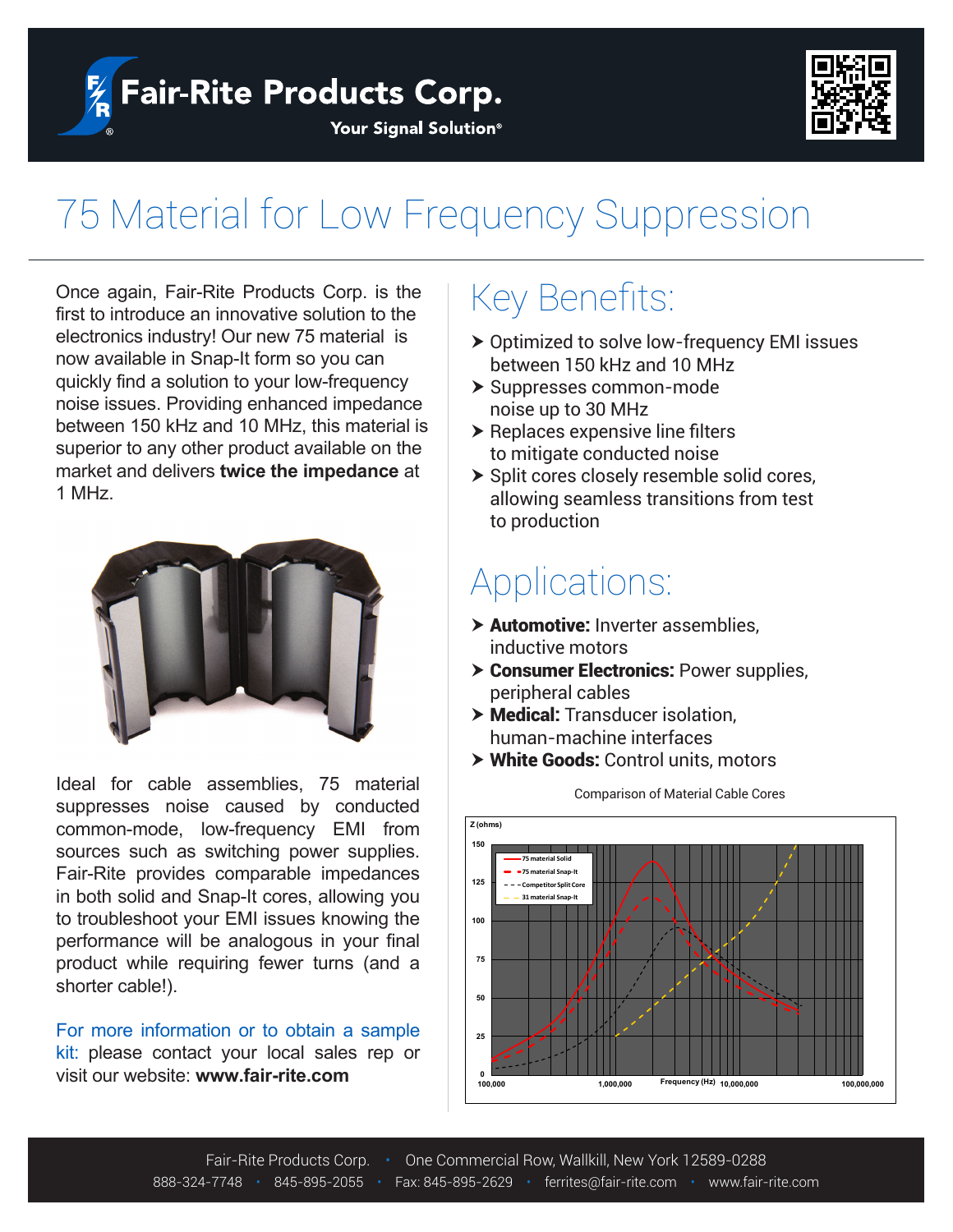# Fair-Rite Products Corp.

Your Signal Solution®

# 75 Material for Low Frequency Suppression

Once again, Fair-Rite Products Corp. is the first to introduce an innovative solution to the electronics industry! Our new 75 material is now available in Snap-It form so you can quickly find a solution to your low-frequency noise issues. Providing enhanced impedance between 150 kHz and 10 MHz, this material is superior to any other product available on the market and delivers **twice the impedance** at 1 MHz.

Ideal for cable assemblies, 75 material suppresses noise caused by conducted common-mode, low-frequency EMI from sources such as switching power supplies. Fair-Rite provides comparable impedances in both solid and Snap-It cores, allowing you to troubleshoot your EMI issues knowing the performance will be analogous in your final product while requiring fewer turns (and a shorter cable!).

For more information or to obtain a sample kit: please contact your local sales rep or visit our website: **www.fair-rite.com**

## Key Benefits:

- Optimized to solve low-frequency EMI issues between 150 kHz and 10 MHz
- Suppresses common-mode noise up to 30 MHz
- Replaces expensive line filters to mitigate conducted noise
- Split cores closely resemble solid cores, allowing seamless transitions from test to production

## Applications:

- **Automotive:** Inverter assemblies, inductive motors
- **Consumer Electronics:** Power supplies, peripheral cables
- **Medical:** Transducer isolation, human-machine interfaces
- **White Goods:** Control units, motors

Comparison of Material Cable Cores

Fair-Rite Products Corp. • One Commercial Row, Wallkill, New York 12589-0288
888-324-7748 • 845-895-2055 • Fax: 845-895-2629 • ferrites@fair-rite.com • www.fair-rite.com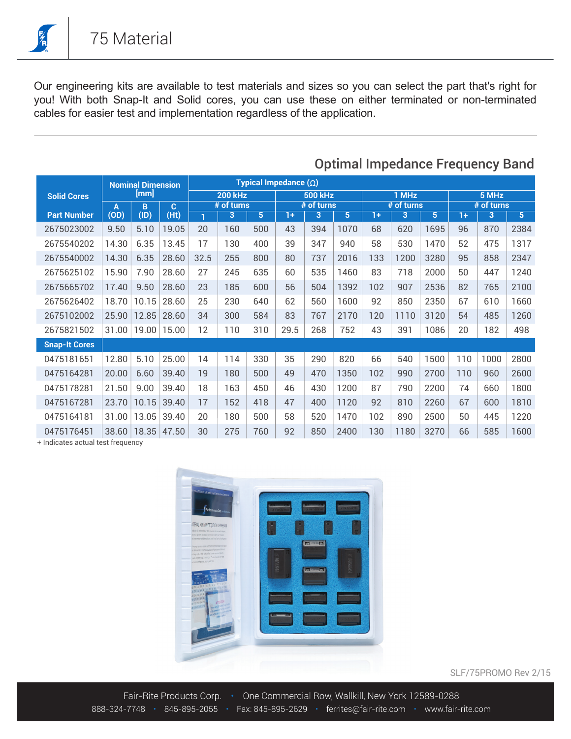# 75 Material

Our engineering kits are available to test materials and sizes so you can select the part that's right for you! With both Snap-It and Solid cores, you can use these on either terminated or non-terminated cables for easier test and implementation regardless of the application.

## Optimal Impedance Frequency Band

| Solid Cores | Nominal Dimension [mm] | | | Typical Impedance (Ω) | | | | | | | | | | | |
|---|---|---|---|---|---|---|---|---|---|---|---|---|---|---|---|
| | | | | 200 kHz | | | 500 kHz | | | 1 MHz | | | 5 MHz | | |
| | A | B | C | # of turns | | | # of turns | | | # of turns | | | # of turns | | |
| Part Number | (OD) | (ID) | (Ht) | 1 | 3 | 5 | 1+ | 3 | 5 | 1+ | 3 | 5 | 1+ | 3 | 5 |
| 2675023002 | 9.50 | 5.10 | 19.05 | 20 | 160 | 500 | 43 | 394 | 1070 | 68 | 620 | 1695 | 96 | 870 | 2384 |
| 2675540202 | 14.30 | 6.35 | 13.45 | 17 | 130 | 400 | 39 | 347 | 940 | 58 | 530 | 1470 | 52 | 475 | 1317 |
| 2675540002 | 14.30 | 6.35 | 28.60 | 32.5 | 255 | 800 | 80 | 737 | 2016 | 133 | 1200 | 3280 | 95 | 858 | 2347 |
| 2675625102 | 15.90 | 7.90 | 28.60 | 27 | 245 | 635 | 60 | 535 | 1460 | 83 | 718 | 2000 | 50 | 447 | 1240 |
| 2675665702 | 17.40 | 9.50 | 28.60 | 23 | 185 | 600 | 56 | 504 | 1392 | 102 | 907 | 2536 | 82 | 765 | 2100 |
| 2675626402 | 18.70 | 10.15 | 28.60 | 25 | 230 | 640 | 62 | 560 | 1600 | 92 | 850 | 2350 | 67 | 610 | 1660 |
| 2675102002 | 25.90 | 12.85 | 28.60 | 34 | 300 | 584 | 83 | 767 | 2170 | 120 | 1110 | 3120 | 54 | 485 | 1260 |
| 2675821502 | 31.00 | 19.00 | 15.00 | 12 | 110 | 310 | 29.5 | 268 | 752 | 43 | 391 | 1086 | 20 | 182 | 498 |
| **Snap-It Cores** | | | | | | | | | | | | | | | |
| 0475181651 | 12.80 | 5.10 | 25.00 | 14 | 114 | 330 | 35 | 290 | 820 | 66 | 540 | 1500 | 110 | 1000 | 2800 |
| 0475164281 | 20.00 | 6.60 | 39.40 | 19 | 180 | 500 | 49 | 470 | 1350 | 102 | 990 | 2700 | 110 | 960 | 2600 |
| 0475178281 | 21.50 | 9.00 | 39.40 | 18 | 163 | 450 | 46 | 430 | 1200 | 87 | 790 | 2200 | 74 | 660 | 1800 |
| 0475167281 | 23.70 | 10.15 | 39.40 | 17 | 152 | 418 | 47 | 400 | 1120 | 92 | 810 | 2260 | 67 | 600 | 1810 |
| 0475164181 | 31.00 | 13.05 | 39.40 | 20 | 180 | 500 | 58 | 520 | 1470 | 102 | 890 | 2500 | 50 | 445 | 1220 |
| 0475176451 | 38.60 | 18.35 | 47.50 | 30 | 275 | 760 | 92 | 850 | 2400 | 130 | 1180 | 3270 | 66 | 585 | 1600 |

+ Indicates actual test frequency

SLF/75PROMO Rev 2/15

Fair-Rite Products Corp. • One Commercial Row, Wallkill, New York 12589-0288
888-324-7748 • 845-895-2055 • Fax: 845-895-2629 • ferrites@fair-rite.com • www.fair-rite.com